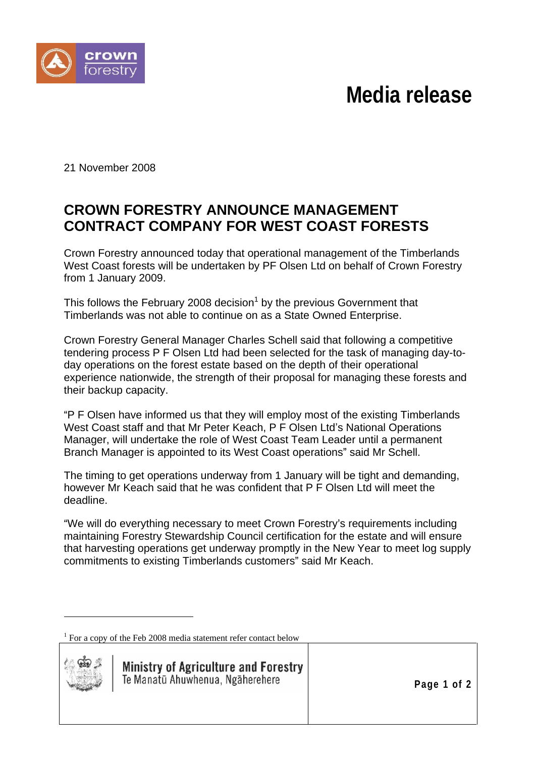# Media release

21 November 2008

## CROWN FORESTRY ANNOUNCE MANAGEMENT CONTRACT COMPANY FOR WEST COAST FORESTS

Crown Forestry announced today that operational management of the Timberlands West Coast forests will be undertaken by PF Olsen Ltd on behalf of Crown Forestry from 1 January 2009.

This follows the February 2008 decision[1] by the previous Government that Timberlands was not able to continue on as a State Owned Enterprise.

Crown Forestry General Manager Charles Schell said that following a competitive tendering process P F Olsen Ltd had been selected for the task of managing day-to-day operations on the forest estate based on the depth of their operational experience nationwide, the strength of their proposal for managing these forests and their backup capacity.

"P F Olsen have informed us that they will employ most of the existing Timberlands West Coast staff and that Mr Peter Keach, P F Olsen Ltd's National Operations Manager, will undertake the role of West Coast Team Leader until a permanent Branch Manager is appointed to its West Coast operations" said Mr Schell.

The timing to get operations underway from 1 January will be tight and demanding, however Mr Keach said that he was confident that P F Olsen Ltd will meet the deadline.

"We will do everything necessary to meet Crown Forestry's requirements including maintaining Forestry Stewardship Council certification for the estate and will ensure that harvesting operations get underway promptly in the New Year to meet log supply commitments to existing Timberlands customers" said Mr Keach.

---

[1] For a copy of the Feb 2008 media statement refer contact below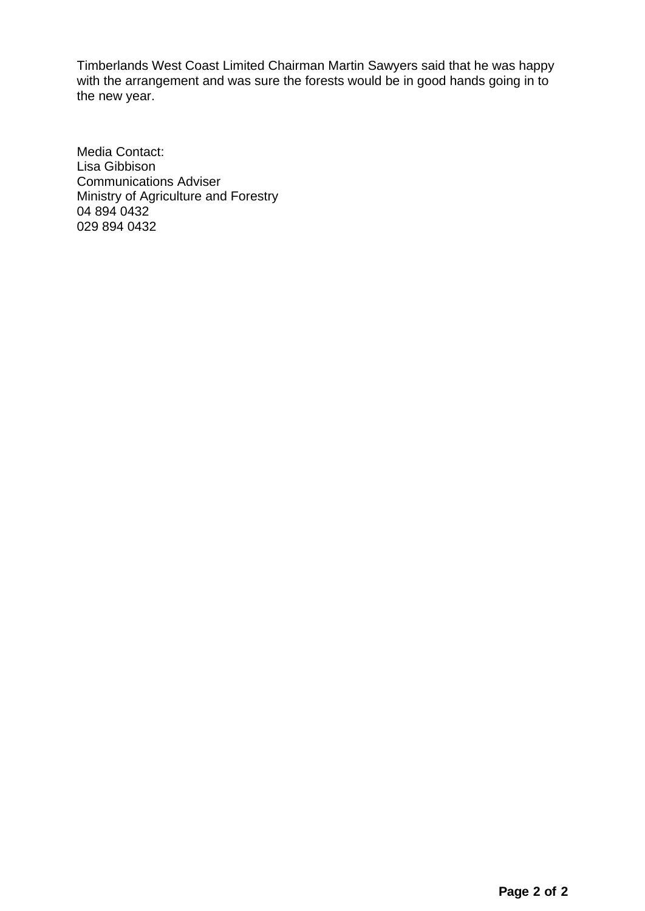Timberlands West Coast Limited Chairman Martin Sawyers said that he was happy with the arrangement and was sure the forests would be in good hands going in to the new year.

Media Contact:  
Lisa Gibbison  
Communications Adviser  
Ministry of Agriculture and Forestry  
04 894 0432  
029 894 0432